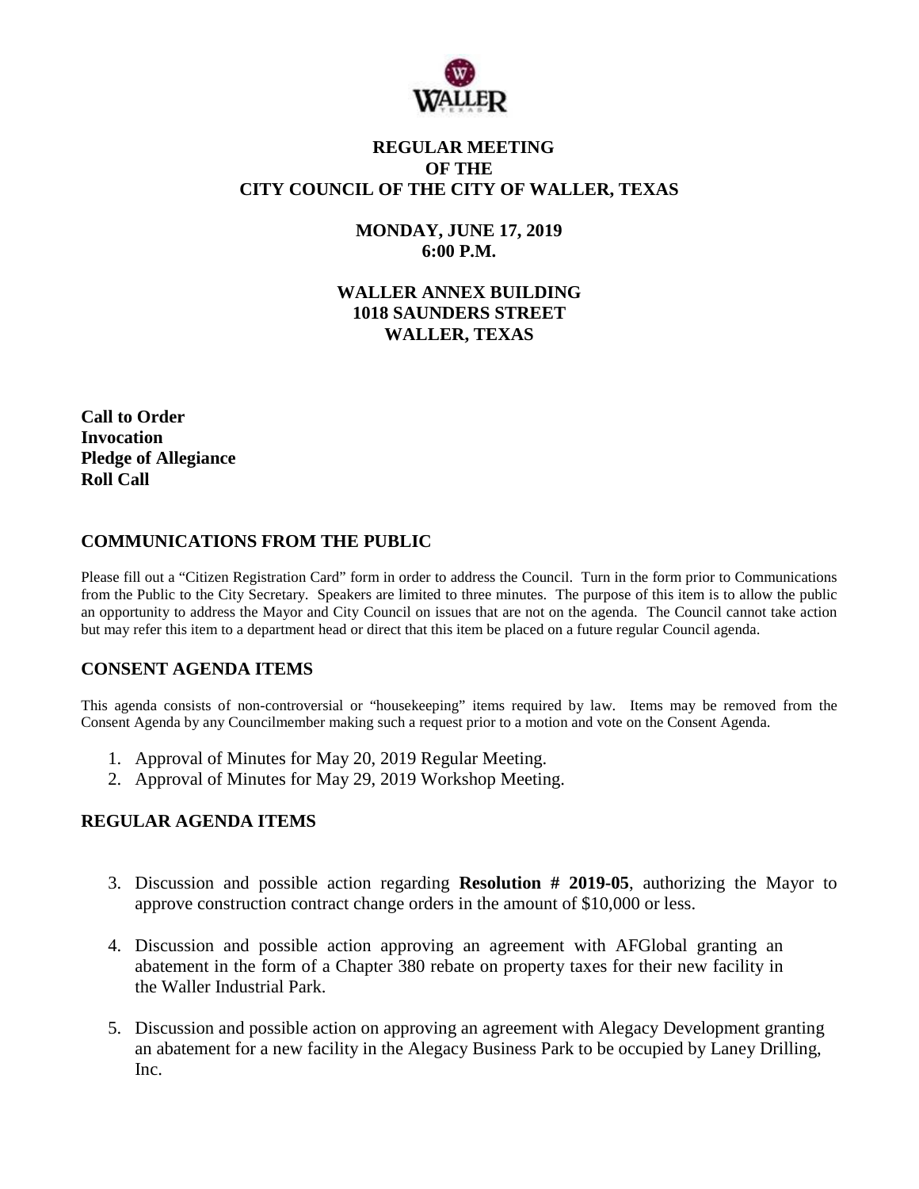# REGULAR MEETING OF THE CITY COUNCIL OF THE CITY OF WALLER, TEXAS

**MONDAY, JUNE 17, 2019**
**6:00 P.M.**

**WALLER ANNEX BUILDING**
**1018 SAUNDERS STREET**
**WALLER, TEXAS**

**Call to Order**
**Invocation**
**Pledge of Allegiance**
**Roll Call**

## COMMUNICATIONS FROM THE PUBLIC

Please fill out a "Citizen Registration Card" form in order to address the Council. Turn in the form prior to Communications from the Public to the City Secretary. Speakers are limited to three minutes. The purpose of this item is to allow the public an opportunity to address the Mayor and City Council on issues that are not on the agenda. The Council cannot take action but may refer this item to a department head or direct that this item be placed on a future regular Council agenda.

## CONSENT AGENDA ITEMS

This agenda consists of non-controversial or "housekeeping" items required by law. Items may be removed from the Consent Agenda by any Councilmember making such a request prior to a motion and vote on the Consent Agenda.

1. Approval of Minutes for May 20, 2019 Regular Meeting.
2. Approval of Minutes for May 29, 2019 Workshop Meeting.

## REGULAR AGENDA ITEMS

3. Discussion and possible action regarding **Resolution # 2019-05**, authorizing the Mayor to approve construction contract change orders in the amount of $10,000 or less.
4. Discussion and possible action approving an agreement with AFGlobal granting an abatement in the form of a Chapter 380 rebate on property taxes for their new facility in the Waller Industrial Park.
5. Discussion and possible action on approving an agreement with Alegacy Development granting an abatement for a new facility in the Alegacy Business Park to be occupied by Laney Drilling, Inc.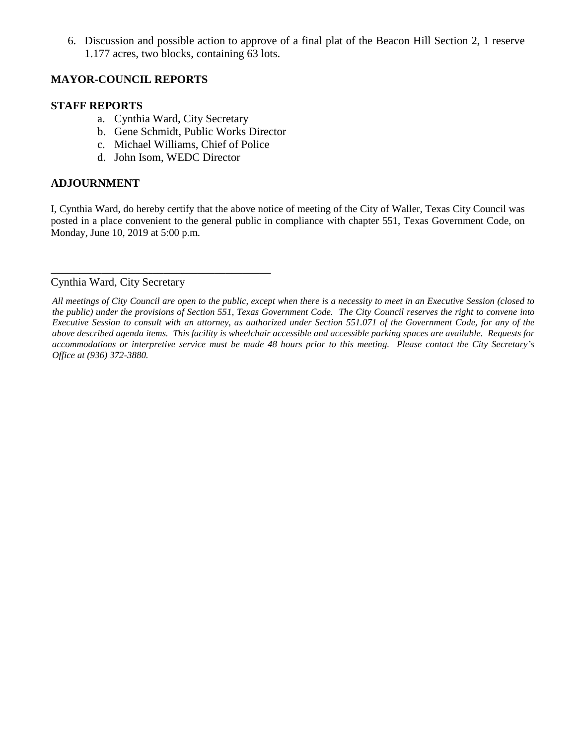6. Discussion and possible action to approve of a final plat of the Beacon Hill Section 2, 1 reserve 1.177 acres, two blocks, containing 63 lots.

**MAYOR-COUNCIL REPORTS**

**STAFF REPORTS**

a. Cynthia Ward, City Secretary
b. Gene Schmidt, Public Works Director
c. Michael Williams, Chief of Police
d. John Isom, WEDC Director

**ADJOURNMENT**

I, Cynthia Ward, do hereby certify that the above notice of meeting of the City of Waller, Texas City Council was posted in a place convenient to the general public in compliance with chapter 551, Texas Government Code, on Monday, June 10, 2019 at 5:00 p.m.

\_\_\_\_\_\_\_\_\_\_\_\_\_\_\_\_\_\_\_\_\_\_\_\_\_\_\_\_\_\_\_\_\_\_\_\_\_\_\_\_\_\_

Cynthia Ward, City Secretary

*All meetings of City Council are open to the public, except when there is a necessity to meet in an Executive Session (closed to the public) under the provisions of Section 551, Texas Government Code. The City Council reserves the right to convene into Executive Session to consult with an attorney, as authorized under Section 551.071 of the Government Code, for any of the above described agenda items. This facility is wheelchair accessible and accessible parking spaces are available. Requests for accommodations or interpretive service must be made 48 hours prior to this meeting. Please contact the City Secretary's Office at (936) 372-3880.*